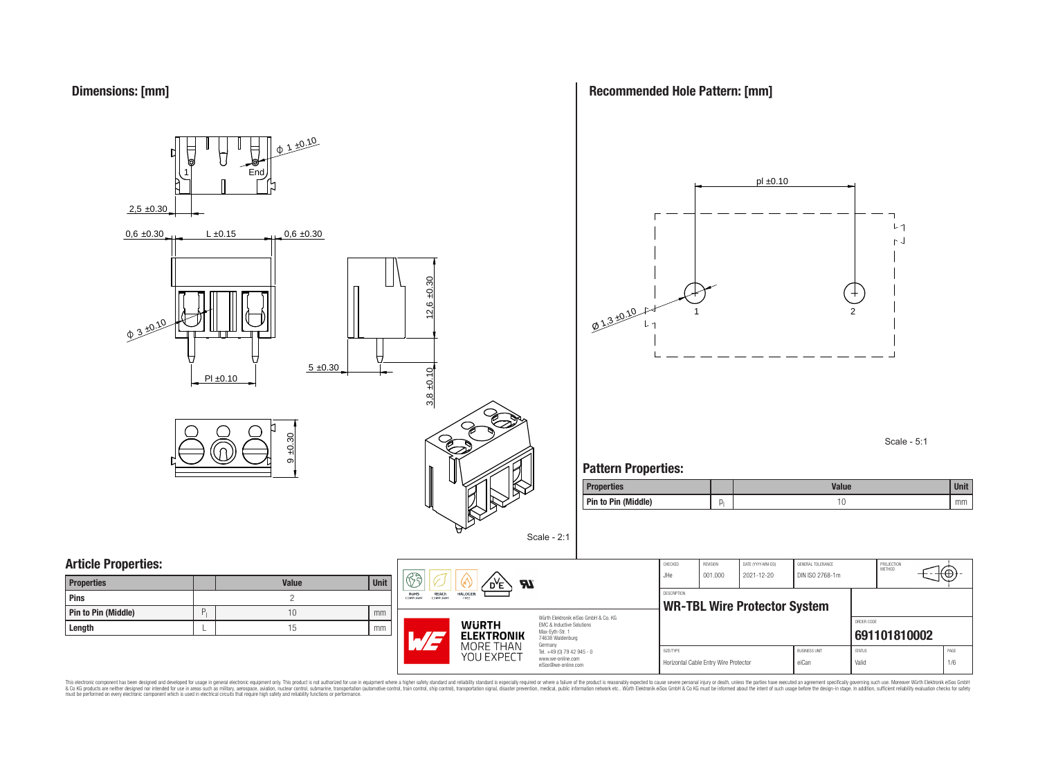## Dimensions: [mm]

ϕ 1 ±0.10

1 End

2,5 ±0.30

0,6 ±0.30 L ±0.15 0,6 ±0.30

ϕ 3 ±0.10

12,6 ±0.30

5 ±0.30

Pl ±0.10

3,8 ±0.10

9 ±0.30

Scale - 2:1

## Recommended Hole Pattern: [mm]

pl ±0.10

Ø 1,3 ±0.10

1 2

Scale - 5:1

## Pattern Properties:

| Properties | | Value | Unit |
|---|---|---|---|
| Pin to Pin (Middle) | $p_l$ | 10 | mm |

## Article Properties:

| Properties | | Value | Unit |
|---|---|---|---|
| Pins | | 2 | |
| Pin to Pin (Middle) | $P_l$ | 10 | mm |
| Length | L | 15 | mm |

RoHS COMPLIANT | REACh COMPLIANT | HALOGEN FREE

Würth Elektronik eiSos GmbH & Co. KG
EMC & Inductive Solutions
Max-Eyth-Str. 1
74638 Waldenburg
Germany
Tel. +49 (0) 79 42 945 - 0
www.we-online.com
eiSos@we-online.com

WÜRTH ELEKTRONIK MORE THAN YOU EXPECT

| CHECKED | REVISION | DATE (YYYY-MM-DD) | GENERAL TOLERANCE | PROJECTION METHOD |
|---|---|---|---|---|
| JHe | 001.000 | 2021-12-20 | DIN ISO 2768-1m | |

DESCRIPTION

**WR-TBL Wire Protector System**

ORDER CODE

**691101810002**

| SIZE/TYPE | BUSINESS UNIT | STATUS | PAGE |
|---|---|---|---|
| Horizontal Cable Entry Wire Protector | eiCan | Valid | 1/6 |

This electronic component has been designed and developed for usage in general electronic equipment only. This product is not authorized for use in equipment where a higher safety standard and reliability standard is especially required or where a failure of the product is reasonably expected to cause severe personal injury or death, unless the parties have executed an agreement specifically governing such use. Moreover Würth Elektronik eiSos GmbH & Co KG products are neither designed nor intended for use in areas such as military, aerospace, aviation, nuclear control, submarine, transportation (automotive control, train control, ship control), transportation signal, disaster prevention, medical, public information network etc.. Würth Elektronik eiSos GmbH & Co KG must be informed about the intent of such usage before the design-in stage. In addition, sufficient reliability evaluation checks for safety must be performed on every electronic component which is used in electrical circuits that require high safety and reliability functions or performance.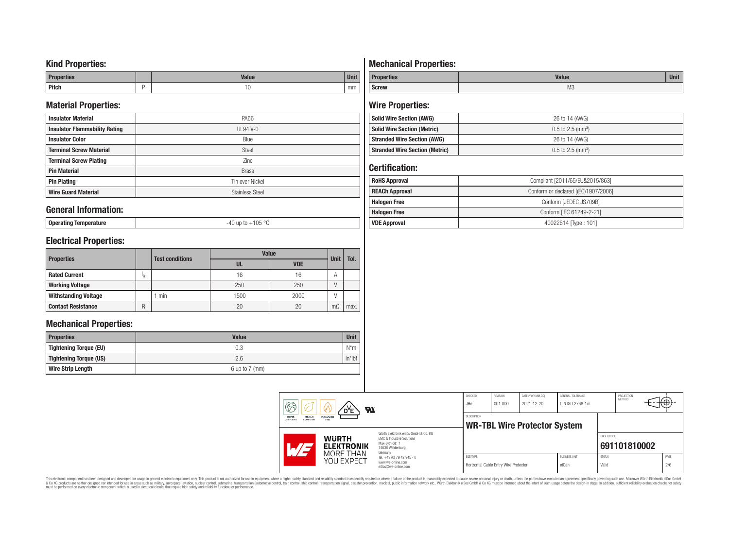## Kind Properties:

| Properties | | Value | Unit |
|---|---|---|---|
| Pitch | P | 10 | mm |

## Material Properties:

| | |
|---|---|
| Insulator Material | PA66 |
| Insulator Flammability Rating | UL94 V-0 |
| Insulator Color | Blue |
| Terminal Screw Material | Steel |
| Terminal Screw Plating | Zinc |
| Pin Material | Brass |
| Pin Plating | Tin over Nickel |
| Wire Guard Material | Stainless Steel |

## General Information:

| | |
|---|---|
| Operating Temperature | -40 up to +105 °C |

## Electrical Properties:

| Properties | | Test conditions | Value | | Unit | Tol. |
|---|---|---|---|---|---|---|
| | | | UL | VDE | | |
| Rated Current | $I_R$ | | 16 | 16 | A | |
| Working Voltage | | | 250 | 250 | V | |
| Withstanding Voltage | | 1 min | 1500 | 2000 | V | |
| Contact Resistance | R | | 20 | 20 | mΩ | max. |

## Mechanical Properties:

| Properties | Value | Unit |
|---|---|---|
| Tightening Torque (EU) | 0.3 | N*m |
| Tightening Torque (US) | 2.6 | in*lbf |
| Wire Strip Length | 6 up to 7 (mm) | |

## Mechanical Properties:

| Properties | Value | Unit |
|---|---|---|
| Screw | M3 | |

## Wire Properties:

| | |
|---|---|
| Solid Wire Section (AWG) | 26 to 14 (AWG) |
| Solid Wire Section (Metric) | 0.5 to 2.5 (mm$^2$) |
| Stranded Wire Section (AWG) | 26 to 14 (AWG) |
| Stranded Wire Section (Metric) | 0.5 to 2.5 (mm$^2$) |

## Certification:

| | |
|---|---|
| RoHS Approval | Compliant [2011/65/EU&2015/863] |
| REACh Approval | Conform or declared [(EC)1907/2006] |
| Halogen Free | Conform [JEDEC JS709B] |
| Halogen Free | Conform [IEC 61249-2-21] |
| VDE Approval | 40022614 [Type : 101] |

| CHECKED | REVISION | DATE (YYYY-MM-DD) | GENERAL TOLERANCE | PROJECTION METHOD |
|---|---|---|---|---|
| JHe | 001.000 | 2021-12-20 | DIN ISO 2768-1m | |

DESCRIPTION: **WR-TBL Wire Protector System**

ORDER CODE: **691101810002**

| SIZE/TYPE | BUSINESS UNIT | STATUS | PAGE |
|---|---|---|---|
| Horizontal Cable Entry Wire Protector | eiCan | Valid | 2/6 |

Würth Elektronik eiSos GmbH & Co. KG
EMC & Inductive Solutions
Max-Eyth-Str. 1
74638 Waldenburg
Germany
Tel. +49 (0) 79 42 945 - 0
www.we-online.com
eiSos@we-online.com

This electronic component has been designed and developed for usage in general electronic equipment only. This product is not authorized for use in equipment where a higher safety standard and reliability standard is especially required or where a failure of the product is reasonably expected to cause severe personal injury or death, unless the parties have executed an agreement specifically governing such use. Moreover Würth Elektronik eiSos GmbH & Co KG products are neither designed nor intended for use in areas such as military, aerospace, aviation, nuclear control, submarine, transportation (automotive control, train control, ship control), transportation signal, disaster prevention, medical, public information network etc.. Würth Elektronik eiSos GmbH & Co KG must be informed about the intent of such usage before the design-in stage. In addition, sufficient reliability evaluation checks for safety must be performed on every electronic component which is used in electrical circuits that require high safety and reliability functions or performance.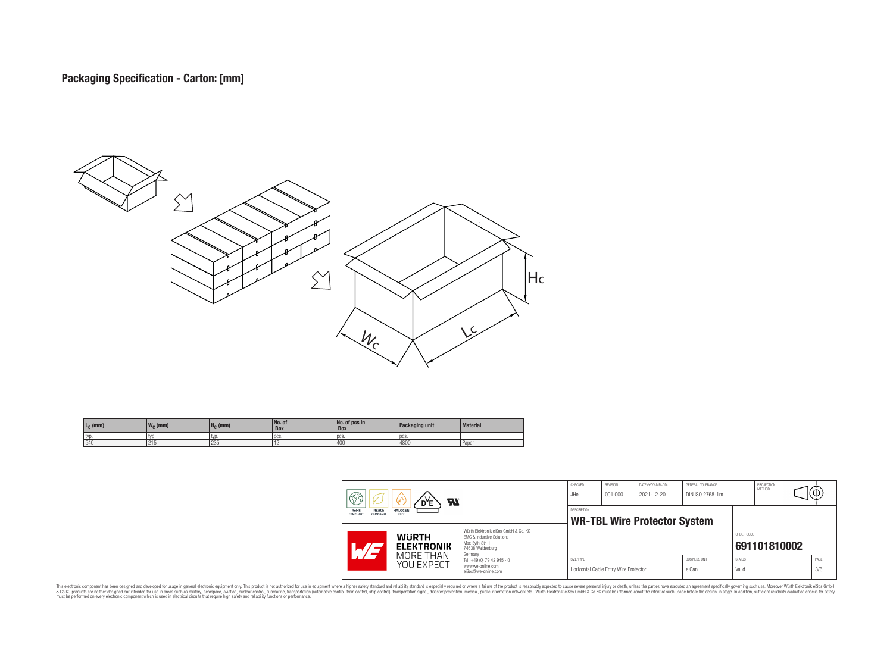## Packaging Specification - Carton: [mm]

| $L_C$ (mm) | $W_C$ (mm) | $H_C$ (mm) | No. of Box | No. of pcs in Box | Packaging unit | Material |
|---|---|---|---|---|---|---|
| typ. | typ. | typ. | pcs. | pcs. | pcs. | |
| 540 | 215 | 235 | 12 | 400 | 4800 | Paper |

| CHECKED | REVISION | DATE (YYYY-MM-DD) | GENERAL TOLERANCE | PROJECTION METHOD |
|---|---|---|---|---|
| JHe | 001.000 | 2021-12-20 | DIN ISO 2768-1m | |

DESCRIPTION
**WR-TBL Wire Protector System**

ORDER CODE
**691101810002**

| SIZE/TYPE | BUSINESS UNIT | STATUS | PAGE |
|---|---|---|---|
| Horizontal Cable Entry Wire Protector | eiCan | Valid | 3/6 |

Würth Elektronik eiSos GmbH & Co. KG
EMC & Inductive Solutions
Max-Eyth-Str. 1
74638 Waldenburg
Germany
Tel. +49 (0) 79 42 945 - 0
www.we-online.com
eiSos@we-online.com

This electronic component has been designed and developed for usage in general electronic equipment only. This product is not authorized for use in equipment where a higher safety standard and reliability standard is especially required or where a failure of the product is reasonably expected to cause severe personal injury or death, unless the parties have executed an agreement specifically governing such use. Moreover Würth Elektronik eiSos GmbH & Co KG products are neither designed nor intended for use in areas such as military, aerospace, aviation, nuclear control, submarine, transportation (automotive control, train control, ship control), transportation signal, disaster prevention, medical, public information network etc.. Würth Elektronik eiSos GmbH & Co KG must be informed about the intent of such usage before the design-in stage. In addition, sufficient reliability evaluation checks for safety must be performed on every electronic component which is used in electrical circuits that require high safety and reliability functions or performance.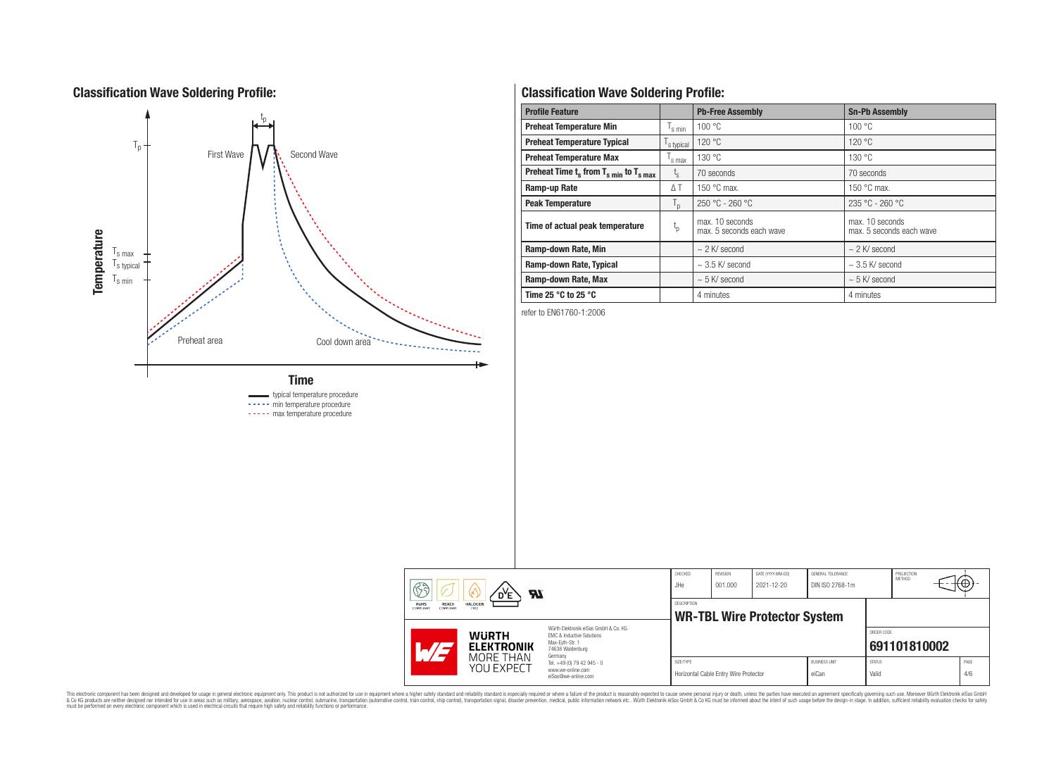## Classification Wave Soldering Profile:

## Classification Wave Soldering Profile:

| Profile Feature | | Pb-Free Assembly | Sn-Pb Assembly |
|---|---|---|---|
| **Preheat Temperature Min** | $T_{s\,min}$ | 100 °C | 100 °C |
| **Preheat Temperature Typical** | $T_{s\,typical}$ | 120 °C | 120 °C |
| **Preheat Temperature Max** | $T_{s\,max}$ | 130 °C | 130 °C |
| **Preheat Time $t_s$ from $T_{s\,min}$ to $T_{s\,max}$** | $t_s$ | 70 seconds | 70 seconds |
| **Ramp-up Rate** | ΔT | 150 °C max. | 150 °C max. |
| **Peak Temperature** | $T_p$ | 250 °C - 260 °C | 235 °C - 260 °C |
| **Time of actual peak temperature** | $t_p$ | max. 10 seconds<br>max. 5 seconds each wave | max. 10 seconds<br>max. 5 seconds each wave |
| **Ramp-down Rate, Min** | | ~ 2 K/ second | ~ 2 K/ second |
| **Ramp-down Rate, Typical** | | ~ 3.5 K/ second | ~ 3.5 K/ second |
| **Ramp-down Rate, Max** | | ~ 5 K/ second | ~ 5 K/ second |
| **Time 25 °C to 25 °C** | | 4 minutes | 4 minutes |

refer to EN61760-1:2006

| CHECKED | REVISION | DATE (YYYY-MM-DD) | GENERAL TOLERANCE | PROJECTION METHOD |
|---|---|---|---|---|
| JHe | 001.000 | 2021-12-20 | DIN ISO 2768-1m | |

DESCRIPTION: **WR-TBL Wire Protector System**

ORDER CODE: **691101810002**

| SIZE/TYPE | BUSINESS UNIT | STATUS | PAGE |
|---|---|---|---|
| Horizontal Cable Entry Wire Protector | eiCan | Valid | 4/6 |

Würth Elektronik eiSos GmbH & Co. KG
EMC & Inductive Solutions
Max-Eyth-Str. 1
74638 Waldenburg
Germany
Tel. +49 (0) 79 42 945 - 0
www.we-online.com
eiSos@we-online.com

This electronic component has been designed and developed for usage in general electronic equipment only. This product is not authorized for use in equipment where a higher safety standard and reliability standard is especially required or where a failure of the product is reasonably expected to cause severe personal injury or death, unless the parties have executed an agreement specifically governing such use. Moreover Würth Elektronik eiSos GmbH & Co KG products are neither designed nor intended for use in areas such as military, aerospace, aviation, nuclear control, submarine, transportation (automotive control, train control, ship control), transportation signal, disaster prevention, medical, public information network etc.. Würth Elektronik eiSos GmbH & Co KG must be informed about the intent of such usage before the design-in stage. In addition, sufficient reliability evaluation checks for safety must be performed on every electronic component which is used in electrical circuits that require high safety and reliability functions or performance.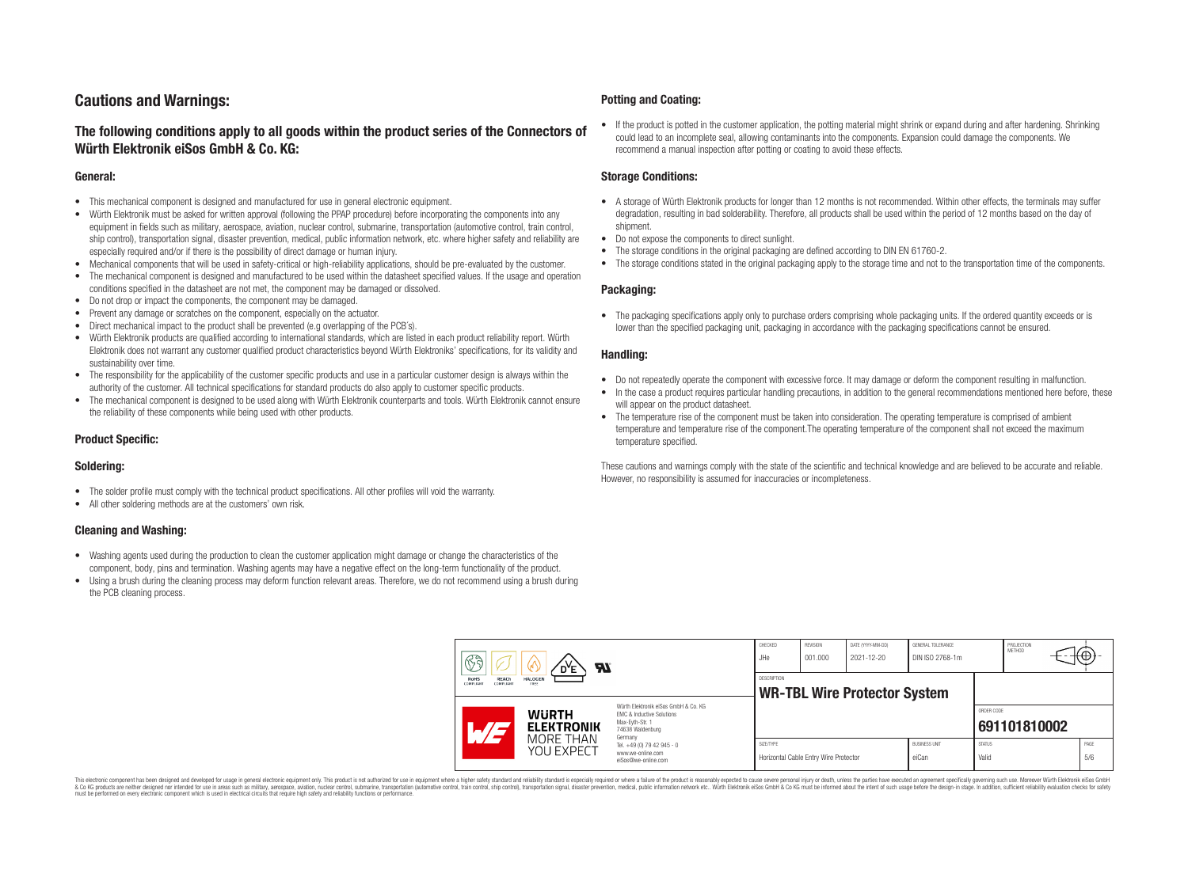# Cautions and Warnings:

## The following conditions apply to all goods within the product series of the Connectors of Würth Elektronik eiSos GmbH & Co. KG:

### General:

- This mechanical component is designed and manufactured for use in general electronic equipment.
- Würth Elektronik must be asked for written approval (following the PPAP procedure) before incorporating the components into any equipment in fields such as military, aerospace, aviation, nuclear control, submarine, transportation (automotive control, train control, ship control), transportation signal, disaster prevention, medical, public information network, etc. where higher safety and reliability are especially required and/or if there is the possibility of direct damage or human injury.
- Mechanical components that will be used in safety-critical or high-reliability applications, should be pre-evaluated by the customer.
- The mechanical component is designed and manufactured to be used within the datasheet specified values. If the usage and operation conditions specified in the datasheet are not met, the component may be damaged or dissolved.
- Do not drop or impact the components, the component may be damaged.
- Prevent any damage or scratches on the component, especially on the actuator.
- Direct mechanical impact to the product shall be prevented (e.g overlapping of the PCB´s).
- Würth Elektronik products are qualified according to international standards, which are listed in each product reliability report. Würth Elektronik does not warrant any customer qualified product characteristics beyond Würth Elektroniks' specifications, for its validity and sustainability over time.
- The responsibility for the applicability of the customer specific products and use in a particular customer design is always within the authority of the customer. All technical specifications for standard products do also apply to customer specific products.
- The mechanical component is designed to be used along with Würth Elektronik counterparts and tools. Würth Elektronik cannot ensure the reliability of these components while being used with other products.

### Product Specific:

### Soldering:

- The solder profile must comply with the technical product specifications. All other profiles will void the warranty.
- All other soldering methods are at the customers' own risk.

### Cleaning and Washing:

- Washing agents used during the production to clean the customer application might damage or change the characteristics of the component, body, pins and termination. Washing agents may have a negative effect on the long-term functionality of the product.
- Using a brush during the cleaning process may deform function relevant areas. Therefore, we do not recommend using a brush during the PCB cleaning process.

### Potting and Coating:

- If the product is potted in the customer application, the potting material might shrink or expand during and after hardening. Shrinking could lead to an incomplete seal, allowing contaminants into the components. Expansion could damage the components. We recommend a manual inspection after potting or coating to avoid these effects.

### Storage Conditions:

- A storage of Würth Elektronik products for longer than 12 months is not recommended. Within other effects, the terminals may suffer degradation, resulting in bad solderability. Therefore, all products shall be used within the period of 12 months based on the day of shipment.
- Do not expose the components to direct sunlight.
- The storage conditions in the original packaging are defined according to DIN EN 61760-2.
- The storage conditions stated in the original packaging apply to the storage time and not to the transportation time of the components.

### Packaging:

- The packaging specifications apply only to purchase orders comprising whole packaging units. If the ordered quantity exceeds or is lower than the specified packaging unit, packaging in accordance with the packaging specifications cannot be ensured.

### Handling:

- Do not repeatedly operate the component with excessive force. It may damage or deform the component resulting in malfunction.
- In the case a product requires particular handling precautions, in addition to the general recommendations mentioned here before, these will appear on the product datasheet.
- The temperature rise of the component must be taken into consideration. The operating temperature is comprised of ambient temperature and temperature rise of the component.The operating temperature of the component shall not exceed the maximum temperature specified.

These cautions and warnings comply with the state of the scientific and technical knowledge and are believed to be accurate and reliable. However, no responsibility is assumed for inaccuracies or incompleteness.

| CHECKED | REVISION | DATE (YYYY-MM-DD) | GENERAL TOLERANCE | PROJECTION METHOD |
|---|---|---|---|---|
| JHe | 001.000 | 2021-12-20 | DIN ISO 2768-1m | |

| DESCRIPTION | ORDER CODE |
|---|---|
| WR-TBL Wire Protector System | 691101810002 |

| SIZE/TYPE | BUSINESS UNIT | STATUS | PAGE |
|---|---|---|---|
| Horizontal Cable Entry Wire Protector | eiCan | Valid | 5/6 |

Würth Elektronik eiSos GmbH & Co. KG
EMC & Inductive Solutions
Max-Eyth-Str. 1
74638 Waldenburg
Germany
Tel. +49 (0) 79 42 945 - 0
www.we-online.com
eiSos@we-online.com

This electronic component has been designed and developed for usage in general electronic equipment only. This product is not authorized for use in equipment where a higher safety standard and reliability standard is especially required or where a failure of the product is reasonably expected to cause severe personal injury or death, unless the parties have executed an agreement specifically governing such use. Moreover Würth Elektronik eiSos GmbH & Co KG products are neither designed nor intended for use in areas such as military, aerospace, aviation, nuclear control, submarine, transportation (automotive control, train control, ship control), transportation signal, disaster prevention, medical, public information network etc.. Würth Elektronik eiSos GmbH & Co KG must be informed about the intent of such usage before the design-in stage. In addition, sufficient reliability evaluation checks for safety must be performed on every electronic component which is used in electrical circuits that require high safety and reliability functions or performance.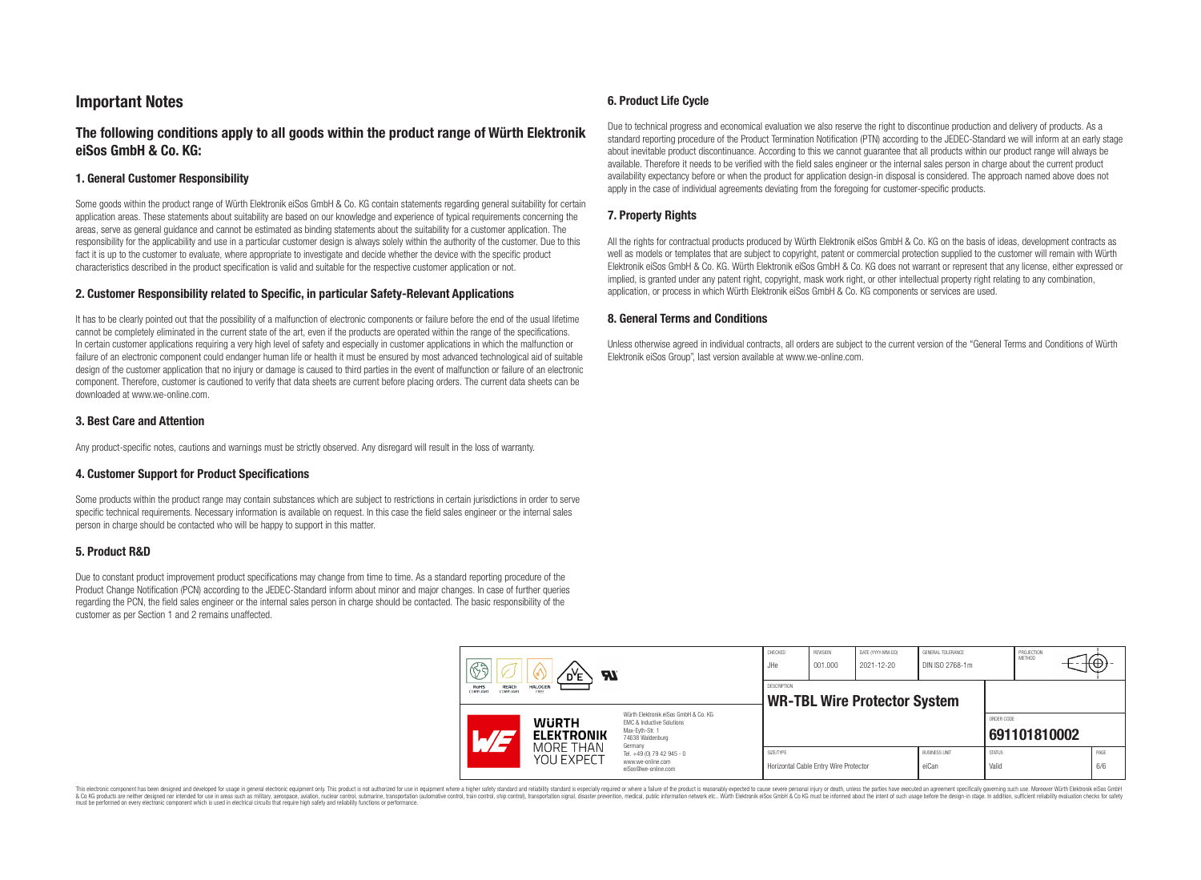# Important Notes

## The following conditions apply to all goods within the product range of Würth Elektronik eiSos GmbH & Co. KG:

### 1. General Customer Responsibility

Some goods within the product range of Würth Elektronik eiSos GmbH & Co. KG contain statements regarding general suitability for certain application areas. These statements about suitability are based on our knowledge and experience of typical requirements concerning the areas, serve as general guidance and cannot be estimated as binding statements about the suitability for a customer application. The responsibility for the applicability and use in a particular customer design is always solely within the authority of the customer. Due to this fact it is up to the customer to evaluate, where appropriate to investigate and decide whether the device with the specific product characteristics described in the product specification is valid and suitable for the respective customer application or not.

### 2. Customer Responsibility related to Specific, in particular Safety-Relevant Applications

It has to be clearly pointed out that the possibility of a malfunction of electronic components or failure before the end of the usual lifetime cannot be completely eliminated in the current state of the art, even if the products are operated within the range of the specifications. In certain customer applications requiring a very high level of safety and especially in customer applications in which the malfunction or failure of an electronic component could endanger human life or health it must be ensured by most advanced technological aid of suitable design of the customer application that no injury or damage is caused to third parties in the event of malfunction or failure of an electronic component. Therefore, customer is cautioned to verify that data sheets are current before placing orders. The current data sheets can be downloaded at www.we-online.com.

### 3. Best Care and Attention

Any product-specific notes, cautions and warnings must be strictly observed. Any disregard will result in the loss of warranty.

### 4. Customer Support for Product Specifications

Some products within the product range may contain substances which are subject to restrictions in certain jurisdictions in order to serve specific technical requirements. Necessary information is available on request. In this case the field sales engineer or the internal sales person in charge should be contacted who will be happy to support in this matter.

### 5. Product R&D

Due to constant product improvement product specifications may change from time to time. As a standard reporting procedure of the Product Change Notification (PCN) according to the JEDEC-Standard inform about minor and major changes. In case of further queries regarding the PCN, the field sales engineer or the internal sales person in charge should be contacted. The basic responsibility of the customer as per Section 1 and 2 remains unaffected.

### 6. Product Life Cycle

Due to technical progress and economical evaluation we also reserve the right to discontinue production and delivery of products. As a standard reporting procedure of the Product Termination Notification (PTN) according to the JEDEC-Standard we will inform at an early stage about inevitable product discontinuance. According to this we cannot guarantee that all products within our product range will always be available. Therefore it needs to be verified with the field sales engineer or the internal sales person in charge about the current product availability expectancy before or when the product for application design-in disposal is considered. The approach named above does not apply in the case of individual agreements deviating from the foregoing for customer-specific products.

### 7. Property Rights

All the rights for contractual products produced by Würth Elektronik eiSos GmbH & Co. KG on the basis of ideas, development contracts as well as models or templates that are subject to copyright, patent or commercial protection supplied to the customer will remain with Würth Elektronik eiSos GmbH & Co. KG. Würth Elektronik eiSos GmbH & Co. KG does not warrant or represent that any license, either expressed or implied, is granted under any patent right, copyright, mask work right, or other intellectual property right relating to any combination, application, or process in which Würth Elektronik eiSos GmbH & Co. KG components or services are used.

### 8. General Terms and Conditions

Unless otherwise agreed in individual contracts, all orders are subject to the current version of the "General Terms and Conditions of Würth Elektronik eiSos Group", last version available at www.we-online.com.

| CHECKED | REVISION | DATE (YYYY-MM-DD) | GENERAL TOLERANCE | PROJECTION METHOD |
|---|---|---|---|---|
| JHe | 001.000 | 2021-12-20 | DIN ISO 2768-1m | |

DESCRIPTION: **WR-TBL Wire Protector System**

ORDER CODE: **691101810002**

| SIZE/TYPE | BUSINESS UNIT | STATUS | PAGE |
|---|---|---|---|
| Horizontal Cable Entry Wire Protector | eiCan | Valid | 6/6 |

Würth Elektronik eiSos GmbH & Co. KG
EMC & Inductive Solutions
Max-Eyth-Str. 1
74638 Waldenburg
Germany
Tel. +49 (0) 79 42 945 - 0
www.we-online.com
eiSos@we-online.com

This electronic component has been designed and developed for usage in general electronic equipment only. This product is not authorized for use in equipment where a higher safety standard and reliability standard is especially required or where a failure of the product is reasonably expected to cause severe personal injury or death, unless the parties have executed an agreement specifically governing such use. Moreover Würth Elektronik eiSos GmbH & Co KG products are neither designed nor intended for use in areas such as military, aerospace, aviation, nuclear control, submarine, transportation (automotive control, train control, ship control), transportation signal, disaster prevention, medical, public information network etc.. Würth Elektronik eiSos GmbH & Co KG must be informed about the intent of such usage before the design-in stage. In addition, sufficient reliability evaluation checks for safety must be performed on every electronic component which is used in electrical circuits that require high safety and reliability functions or performance.